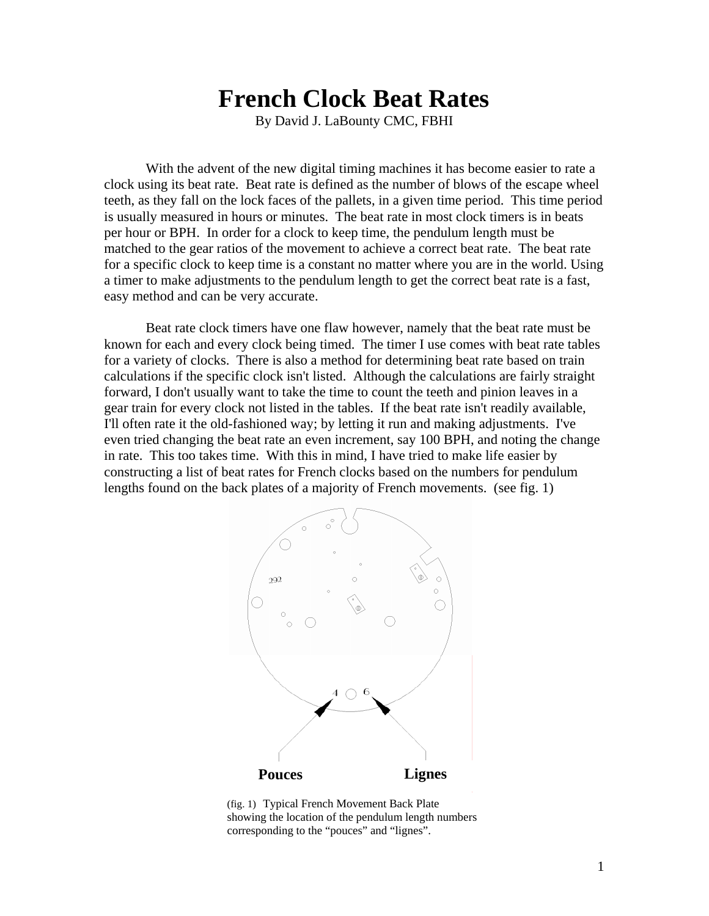# French Clock Beat Rates

By David J. LaBounty CMC, FBHI

With the advent of the new digital timing machines it has become easier to rate a clock using its beat rate. Beat rate is defined as the number of blows of the escape wheel teeth, as they fall on the lock faces of the pallets, in a given time period. This time period is usually measured in hours or minutes. The beat rate in most clock timers is in beats per hour or BPH. In order for a clock to keep time, the pendulum length must be matched to the gear ratios of the movement to achieve a correct beat rate. The beat rate for a specific clock to keep time is a constant no matter where you are in the world. Using a timer to make adjustments to the pendulum length to get the correct beat rate is a fast, easy method and can be very accurate.

Beat rate clock timers have one flaw however, namely that the beat rate must be known for each and every clock being timed. The timer I use comes with beat rate tables for a variety of clocks. There is also a method for determining beat rate based on train calculations if the specific clock isn't listed. Although the calculations are fairly straight forward, I don't usually want to take the time to count the teeth and pinion leaves in a gear train for every clock not listed in the tables. If the beat rate isn't readily available, I'll often rate it the old-fashioned way; by letting it run and making adjustments. I've even tried changing the beat rate an even increment, say 100 BPH, and noting the change in rate. This too takes time. With this in mind, I have tried to make life easier by constructing a list of beat rates for French clocks based on the numbers for pendulum lengths found on the back plates of a majority of French movements. (see fig. 1)

292

4 6

**Pouces** **Lignes**

(fig. 1) Typical French Movement Back Plate showing the location of the pendulum length numbers corresponding to the "pouces" and "lignes".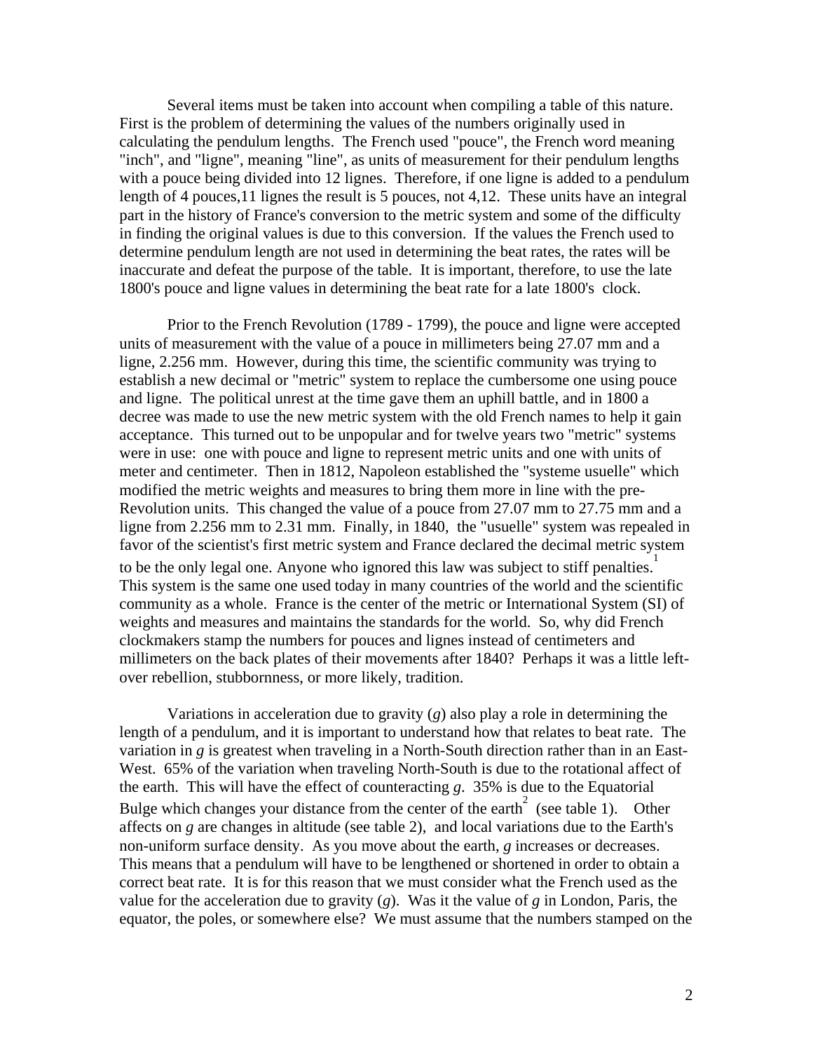Several items must be taken into account when compiling a table of this nature. First is the problem of determining the values of the numbers originally used in calculating the pendulum lengths. The French used "pouce", the French word meaning "inch", and "ligne", meaning "line", as units of measurement for their pendulum lengths with a pouce being divided into 12 lignes. Therefore, if one ligne is added to a pendulum length of 4 pouces,11 lignes the result is 5 pouces, not 4,12. These units have an integral part in the history of France's conversion to the metric system and some of the difficulty in finding the original values is due to this conversion. If the values the French used to determine pendulum length are not used in determining the beat rates, the rates will be inaccurate and defeat the purpose of the table. It is important, therefore, to use the late 1800's pouce and ligne values in determining the beat rate for a late 1800's clock.

Prior to the French Revolution (1789 - 1799), the pouce and ligne were accepted units of measurement with the value of a pouce in millimeters being 27.07 mm and a ligne, 2.256 mm. However, during this time, the scientific community was trying to establish a new decimal or "metric" system to replace the cumbersome one using pouce and ligne. The political unrest at the time gave them an uphill battle, and in 1800 a decree was made to use the new metric system with the old French names to help it gain acceptance. This turned out to be unpopular and for twelve years two "metric" systems were in use: one with pouce and ligne to represent metric units and one with units of meter and centimeter. Then in 1812, Napoleon established the "systeme usuelle" which modified the metric weights and measures to bring them more in line with the pre-Revolution units. This changed the value of a pouce from 27.07 mm to 27.75 mm and a ligne from 2.256 mm to 2.31 mm. Finally, in 1840, the "usuelle" system was repealed in favor of the scientist's first metric system and France declared the decimal metric system to be the only legal one. Anyone who ignored this law was subject to stiff penalties.[1] This system is the same one used today in many countries of the world and the scientific community as a whole. France is the center of the metric or International System (SI) of weights and measures and maintains the standards for the world. So, why did French clockmakers stamp the numbers for pouces and lignes instead of centimeters and millimeters on the back plates of their movements after 1840? Perhaps it was a little left-over rebellion, stubbornness, or more likely, tradition.

Variations in acceleration due to gravity ($g$) also play a role in determining the length of a pendulum, and it is important to understand how that relates to beat rate. The variation in $g$ is greatest when traveling in a North-South direction rather than in an East-West. 65% of the variation when traveling North-South is due to the rotational affect of the earth. This will have the effect of counteracting $g$. 35% is due to the Equatorial Bulge which changes your distance from the center of the earth[2] (see table 1). Other affects on $g$ are changes in altitude (see table 2), and local variations due to the Earth's non-uniform surface density. As you move about the earth, $g$ increases or decreases. This means that a pendulum will have to be lengthened or shortened in order to obtain a correct beat rate. It is for this reason that we must consider what the French used as the value for the acceleration due to gravity ($g$). Was it the value of $g$ in London, Paris, the equator, the poles, or somewhere else? We must assume that the numbers stamped on the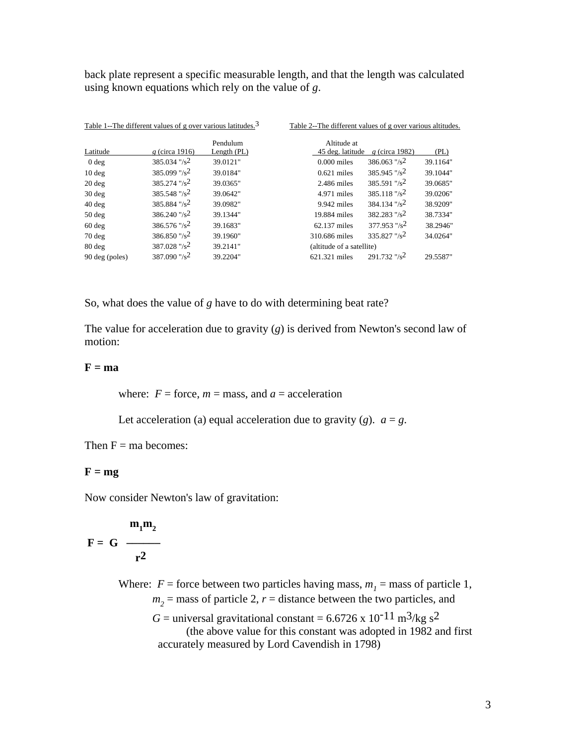back plate represent a specific measurable length, and that the length was calculated using known equations which rely on the value of *g*.

Table 1--The different values of g over various latitudes.[3]

| Latitude | *g* (circa 1916) | Pendulum Length (PL) |
|---|---|---|
| 0 deg | 385.034 "/s$^2$ | 39.0121" |
| 10 deg | 385.099 "/s$^2$ | 39.0184" |
| 20 deg | 385.274 "/s$^2$ | 39.0365" |
| 30 deg | 385.548 "/s$^2$ | 39.0642" |
| 40 deg | 385.884 "/s$^2$ | 39.0982" |
| 50 deg | 386.240 "/s$^2$ | 39.1344" |
| 60 deg | 386.576 "/s$^2$ | 39.1683" |
| 70 deg | 386.850 "/s$^2$ | 39.1960" |
| 80 deg | 387.028 "/s$^2$ | 39.2141" |
| 90 deg (poles) | 387.090 "/s$^2$ | 39.2204" |

Table 2--The different values of g over various altitudes.

| Altitude at 45 deg. latitude | *g* (circa 1982) | (PL) |
|---|---|---|
| 0.000 miles | 386.063 "/s$^2$ | 39.1164" |
| 0.621 miles | 385.945 "/s$^2$ | 39.1044" |
| 2.486 miles | 385.591 "/s$^2$ | 39.0685" |
| 4.971 miles | 385.118 "/s$^2$ | 39.0206" |
| 9.942 miles | 384.134 "/s$^2$ | 38.9209" |
| 19.884 miles | 382.283 "/s$^2$ | 38.7334" |
| 62.137 miles | 377.953 "/s$^2$ | 38.2946" |
| 310.686 miles | 335.827 "/s$^2$ | 34.0264" |
| (altitude of a satellite) | | |
| 621.321 miles | 291.732 "/s$^2$ | 29.5587" |

So, what does the value of *g* have to do with determining beat rate?

The value for acceleration due to gravity (*g*) is derived from Newton's second law of motion:

$$\mathbf{F = ma}$$

where: $F$ = force, $m$ = mass, and $a$ = acceleration

Let acceleration (a) equal acceleration due to gravity ($g$). $a = g$.

Then F = ma becomes:

$$\mathbf{F = mg}$$

Now consider Newton's law of gravitation:

$$\mathbf{F = G \frac{m_1 m_2}{r^2}}$$

Where: $F$ = force between two particles having mass, $m_1$ = mass of particle 1, $m_2$ = mass of particle 2, $r$ = distance between the two particles, and $G$ = universal gravitational constant = $6.6726 \times 10^{-11}$ m$^3$/kg s$^2$ (the above value for this constant was adopted in 1982 and first accurately measured by Lord Cavendish in 1798)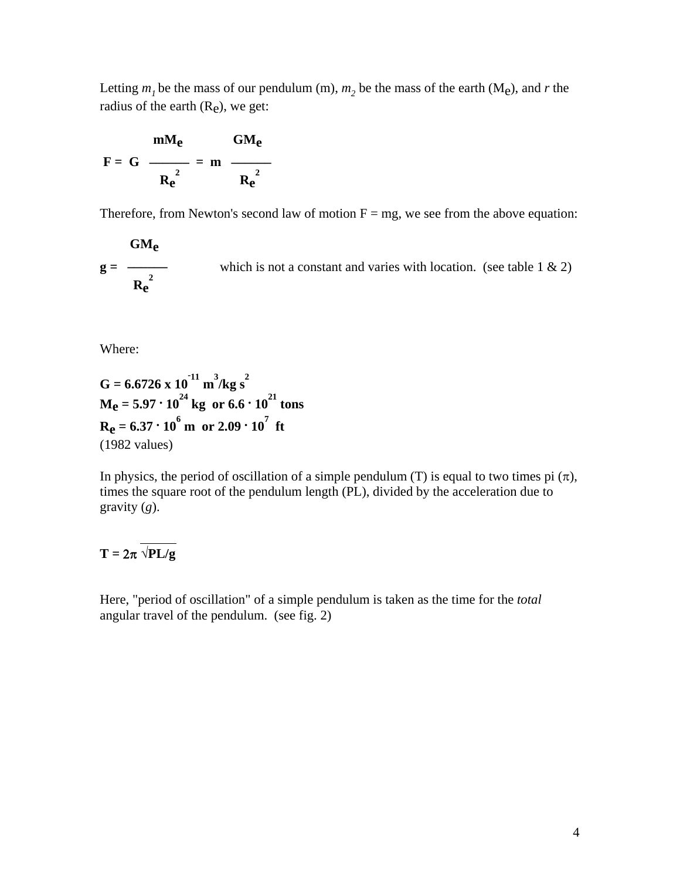Letting $m_1$ be the mass of our pendulum (m), $m_2$ be the mass of the earth ($M_e$), and $r$ the radius of the earth ($R_e$), we get:

$$F = G \frac{mM_e}{R_e^2} = m \frac{GM_e}{R_e^2}$$

Therefore, from Newton's second law of motion F = mg, we see from the above equation:

$$g = \frac{GM_e}{R_e^2}$$

which is not a constant and varies with location. (see table 1 & 2)

Where:

**$G = 6.6726 \times 10^{-11}\ m^3/kg\ s^2$**
**$M_e = 5.97 \cdot 10^{24}$ kg or $6.6 \cdot 10^{21}$ tons**
**$R_e = 6.37 \cdot 10^6$ m or $2.09 \cdot 10^7$ ft**
(1982 values)

In physics, the period of oscillation of a simple pendulum (T) is equal to two times pi ($\pi$), times the square root of the pendulum length (PL), divided by the acceleration due to gravity ($g$).

$$T = 2\pi \sqrt{PL/g}$$

Here, "period of oscillation" of a simple pendulum is taken as the time for the *total* angular travel of the pendulum. (see fig. 2)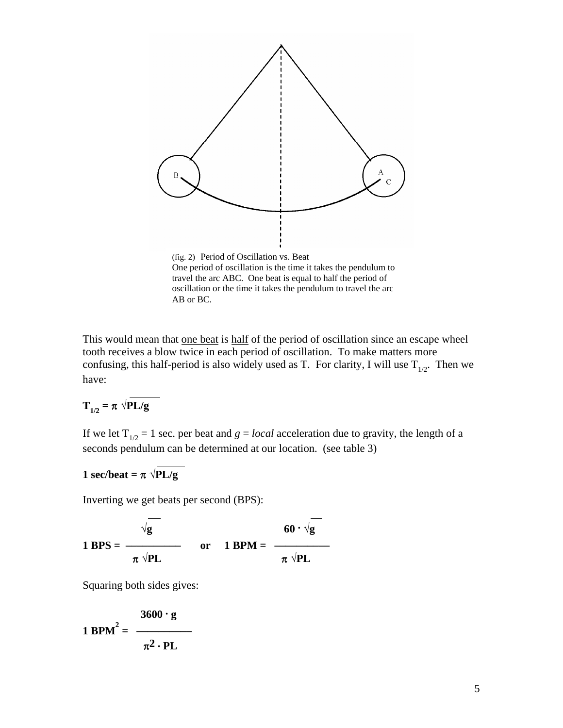(fig. 2) Period of Oscillation vs. Beat
One period of oscillation is the time it takes the pendulum to travel the arc ABC. One beat is equal to half the period of oscillation or the time it takes the pendulum to travel the arc AB or BC.

This would mean that <u>one beat</u> is <u>half</u> of the period of oscillation since an escape wheel tooth receives a blow twice in each period of oscillation. To make matters more confusing, this half-period is also widely used as T. For clarity, I will use $T_{1/2}$. Then we have:

$$T_{1/2} = \pi \sqrt{PL/g}$$

If we let $T_{1/2}$ = 1 sec. per beat and $g$ = *local* acceleration due to gravity, the length of a seconds pendulum can be determined at our location. (see table 3)

$$1 \text{ sec/beat} = \pi \sqrt{PL/g}$$

Inverting we get beats per second (BPS):

$$1 \text{ BPS} = \frac{\sqrt{g}}{\pi \sqrt{PL}} \quad \text{or} \quad 1 \text{ BPM} = \frac{60 \cdot \sqrt{g}}{\pi \sqrt{PL}}$$

Squaring both sides gives:

$$1 \text{ BPM}^2 = \frac{3600 \cdot g}{\pi^2 \cdot PL}$$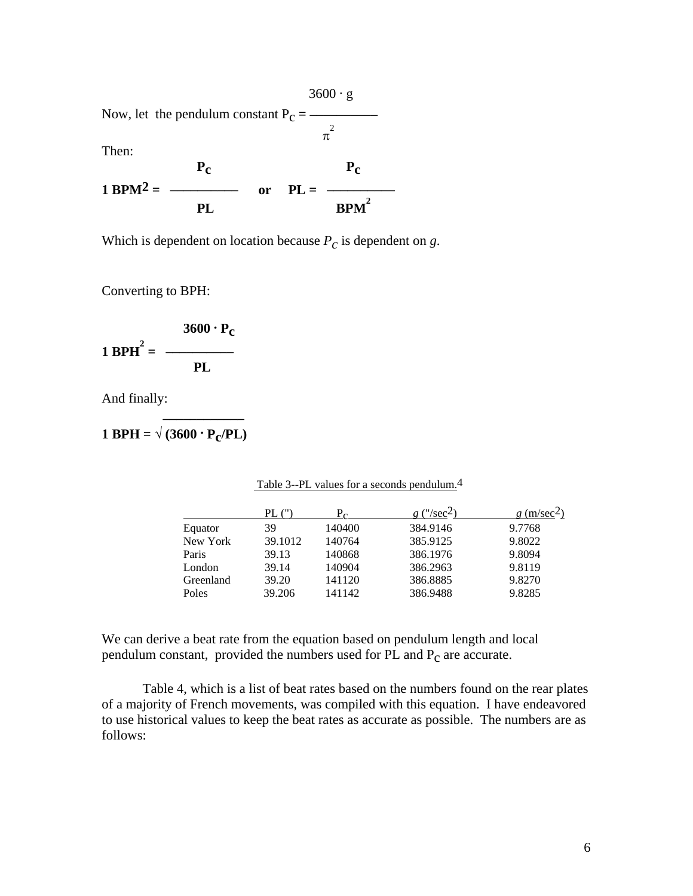Now, let the pendulum constant $P_C = \dfrac{3600 \cdot g}{\pi^2}$

Then:

$$\textbf{1 BPM}^2 = \frac{P_C}{PL} \quad \text{or} \quad PL = \frac{P_C}{BPM^2}$$

Which is dependent on location because $P_C$ is dependent on *g*.

Converting to BPH:

$$\textbf{1 BPH}^2 = \frac{3600 \cdot P_C}{PL}$$

And finally:

$$\textbf{1 BPH} = \sqrt{(3600 \cdot P_C/PL)}$$

Table 3--PL values for a seconds pendulum.[4]

| | PL (") | $P_C$ | *g* ("/sec²) | *g* (m/sec²) |
|---|---|---|---|---|
| Equator | 39 | 140400 | 384.9146 | 9.7768 |
| New York | 39.1012 | 140764 | 385.9125 | 9.8022 |
| Paris | 39.13 | 140868 | 386.1976 | 9.8094 |
| London | 39.14 | 140904 | 386.2963 | 9.8119 |
| Greenland | 39.20 | 141120 | 386.8885 | 9.8270 |
| Poles | 39.206 | 141142 | 386.9488 | 9.8285 |

We can derive a beat rate from the equation based on pendulum length and local pendulum constant, provided the numbers used for PL and $P_C$ are accurate.

Table 4, which is a list of beat rates based on the numbers found on the rear plates of a majority of French movements, was compiled with this equation. I have endeavored to use historical values to keep the beat rates as accurate as possible. The numbers are as follows: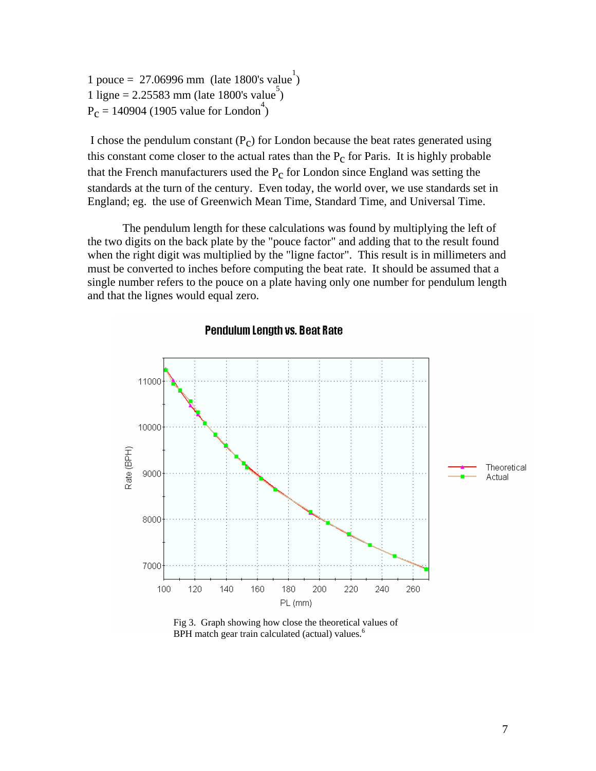1 pouce = 27.06996 mm (late 1800's value[1])
1 ligne = 2.25583 mm (late 1800's value[5])
$P_C$ = 140904 (1905 value for London[4])

I chose the pendulum constant ($P_C$) for London because the beat rates generated using this constant come closer to the actual rates than the $P_C$ for Paris. It is highly probable that the French manufacturers used the $P_C$ for London since England was setting the standards at the turn of the century. Even today, the world over, we use standards set in England; eg. the use of Greenwich Mean Time, Standard Time, and Universal Time.

The pendulum length for these calculations was found by multiplying the left of the two digits on the back plate by the "pouce factor" and adding that to the result found when the right digit was multiplied by the "ligne factor". This result is in millimeters and must be converted to inches before computing the beat rate. It should be assumed that a single number refers to the pouce on a plate having only one number for pendulum length and that the lignes would equal zero.

Fig 3. Graph showing how close the theoretical values of BPH match gear train calculated (actual) values.[6]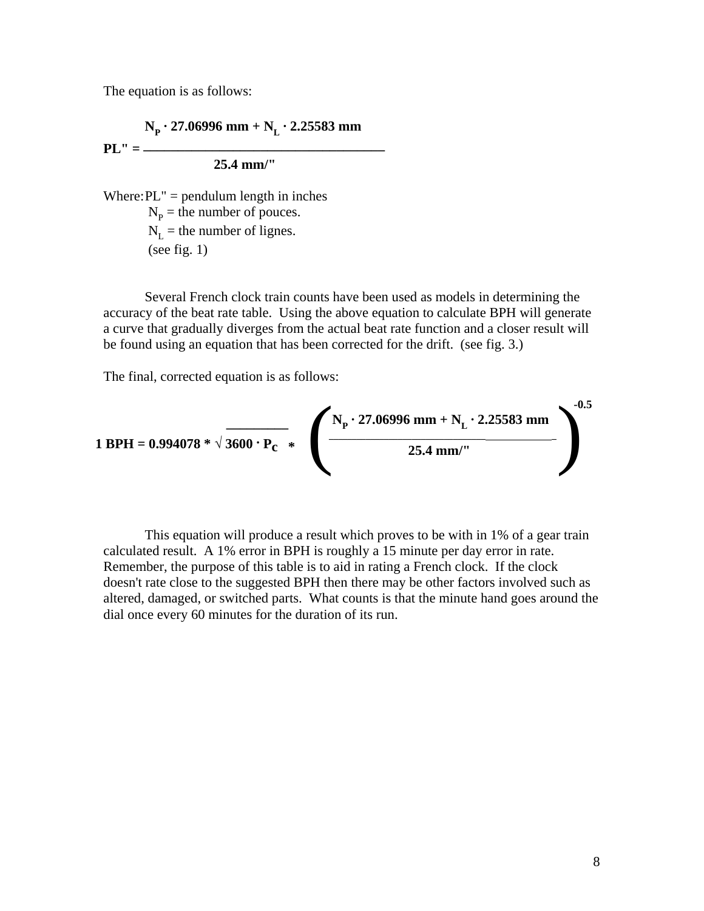The equation is as follows:

$$PL'' = \frac{N_P \cdot 27.06996 \text{ mm} + N_L \cdot 2.25583 \text{ mm}}{25.4 \text{ mm}/''}$$

Where: PL" = pendulum length in inches
$N_P$ = the number of pouces.
$N_L$ = the number of lignes.
(see fig. 1)

Several French clock train counts have been used as models in determining the accuracy of the beat rate table. Using the above equation to calculate BPH will generate a curve that gradually diverges from the actual beat rate function and a closer result will be found using an equation that has been corrected for the drift. (see fig. 3.)

The final, corrected equation is as follows:

$$1 \text{ BPH} = 0.994078 * \sqrt{3600 \cdot P_C} * \left( \frac{N_P \cdot 27.06996 \text{ mm} + N_L \cdot 2.25583 \text{ mm}}{25.4 \text{ mm}/''} \right)^{-0.5}$$

This equation will produce a result which proves to be with in 1% of a gear train calculated result. A 1% error in BPH is roughly a 15 minute per day error in rate. Remember, the purpose of this table is to aid in rating a French clock. If the clock doesn't rate close to the suggested BPH then there may be other factors involved such as altered, damaged, or switched parts. What counts is that the minute hand goes around the dial once every 60 minutes for the duration of its run.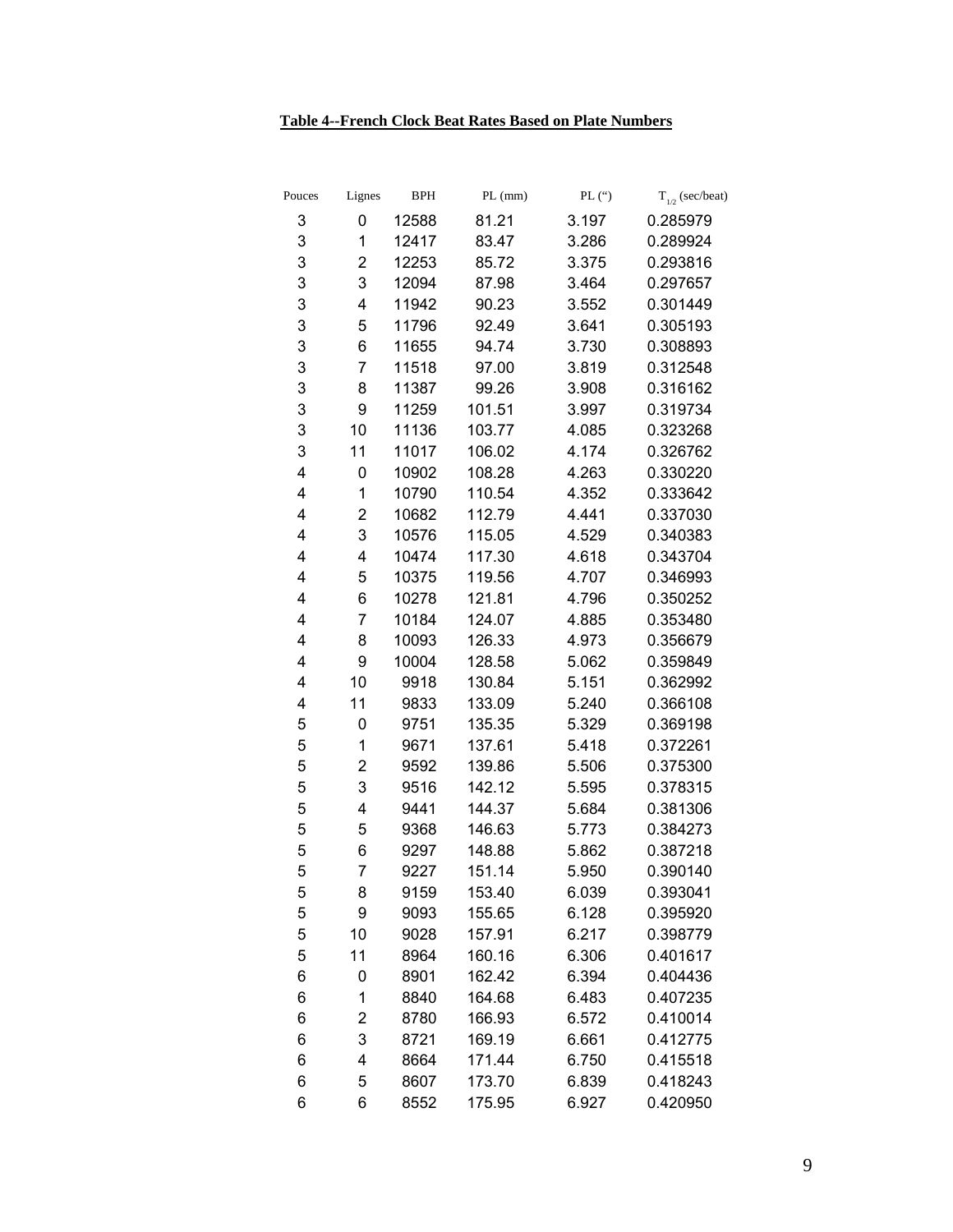**Table 4--French Clock Beat Rates Based on Plate Numbers**

| Pouces | Lignes | BPH | PL (mm) | PL (") | $T_{1/2}$ (sec/beat) |
|---|---|---|---|---|---|
| 3 | 0 | 12588 | 81.21 | 3.197 | 0.285979 |
| 3 | 1 | 12417 | 83.47 | 3.286 | 0.289924 |
| 3 | 2 | 12253 | 85.72 | 3.375 | 0.293816 |
| 3 | 3 | 12094 | 87.98 | 3.464 | 0.297657 |
| 3 | 4 | 11942 | 90.23 | 3.552 | 0.301449 |
| 3 | 5 | 11796 | 92.49 | 3.641 | 0.305193 |
| 3 | 6 | 11655 | 94.74 | 3.730 | 0.308893 |
| 3 | 7 | 11518 | 97.00 | 3.819 | 0.312548 |
| 3 | 8 | 11387 | 99.26 | 3.908 | 0.316162 |
| 3 | 9 | 11259 | 101.51 | 3.997 | 0.319734 |
| 3 | 10 | 11136 | 103.77 | 4.085 | 0.323268 |
| 3 | 11 | 11017 | 106.02 | 4.174 | 0.326762 |
| 4 | 0 | 10902 | 108.28 | 4.263 | 0.330220 |
| 4 | 1 | 10790 | 110.54 | 4.352 | 0.333642 |
| 4 | 2 | 10682 | 112.79 | 4.441 | 0.337030 |
| 4 | 3 | 10576 | 115.05 | 4.529 | 0.340383 |
| 4 | 4 | 10474 | 117.30 | 4.618 | 0.343704 |
| 4 | 5 | 10375 | 119.56 | 4.707 | 0.346993 |
| 4 | 6 | 10278 | 121.81 | 4.796 | 0.350252 |
| 4 | 7 | 10184 | 124.07 | 4.885 | 0.353480 |
| 4 | 8 | 10093 | 126.33 | 4.973 | 0.356679 |
| 4 | 9 | 10004 | 128.58 | 5.062 | 0.359849 |
| 4 | 10 | 9918 | 130.84 | 5.151 | 0.362992 |
| 4 | 11 | 9833 | 133.09 | 5.240 | 0.366108 |
| 5 | 0 | 9751 | 135.35 | 5.329 | 0.369198 |
| 5 | 1 | 9671 | 137.61 | 5.418 | 0.372261 |
| 5 | 2 | 9592 | 139.86 | 5.506 | 0.375300 |
| 5 | 3 | 9516 | 142.12 | 5.595 | 0.378315 |
| 5 | 4 | 9441 | 144.37 | 5.684 | 0.381306 |
| 5 | 5 | 9368 | 146.63 | 5.773 | 0.384273 |
| 5 | 6 | 9297 | 148.88 | 5.862 | 0.387218 |
| 5 | 7 | 9227 | 151.14 | 5.950 | 0.390140 |
| 5 | 8 | 9159 | 153.40 | 6.039 | 0.393041 |
| 5 | 9 | 9093 | 155.65 | 6.128 | 0.395920 |
| 5 | 10 | 9028 | 157.91 | 6.217 | 0.398779 |
| 5 | 11 | 8964 | 160.16 | 6.306 | 0.401617 |
| 6 | 0 | 8901 | 162.42 | 6.394 | 0.404436 |
| 6 | 1 | 8840 | 164.68 | 6.483 | 0.407235 |
| 6 | 2 | 8780 | 166.93 | 6.572 | 0.410014 |
| 6 | 3 | 8721 | 169.19 | 6.661 | 0.412775 |
| 6 | 4 | 8664 | 171.44 | 6.750 | 0.415518 |
| 6 | 5 | 8607 | 173.70 | 6.839 | 0.418243 |
| 6 | 6 | 8552 | 175.95 | 6.927 | 0.420950 |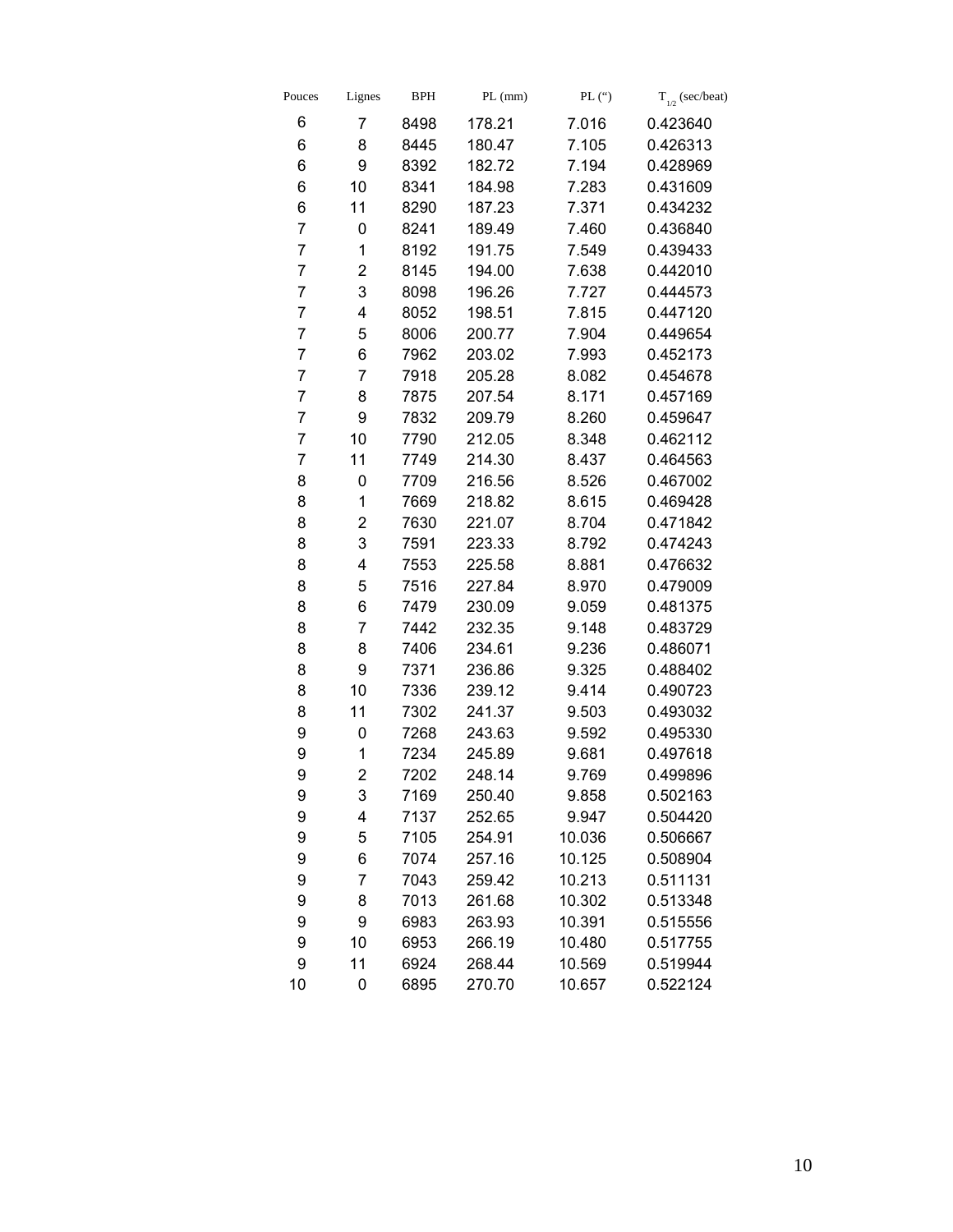| Pouces | Lignes | BPH | PL (mm) | PL (“) | $T_{1/2}$ (sec/beat) |
|---|---|---|---|---|---|
| 6 | 7 | 8498 | 178.21 | 7.016 | 0.423640 |
| 6 | 8 | 8445 | 180.47 | 7.105 | 0.426313 |
| 6 | 9 | 8392 | 182.72 | 7.194 | 0.428969 |
| 6 | 10 | 8341 | 184.98 | 7.283 | 0.431609 |
| 6 | 11 | 8290 | 187.23 | 7.371 | 0.434232 |
| 7 | 0 | 8241 | 189.49 | 7.460 | 0.436840 |
| 7 | 1 | 8192 | 191.75 | 7.549 | 0.439433 |
| 7 | 2 | 8145 | 194.00 | 7.638 | 0.442010 |
| 7 | 3 | 8098 | 196.26 | 7.727 | 0.444573 |
| 7 | 4 | 8052 | 198.51 | 7.815 | 0.447120 |
| 7 | 5 | 8006 | 200.77 | 7.904 | 0.449654 |
| 7 | 6 | 7962 | 203.02 | 7.993 | 0.452173 |
| 7 | 7 | 7918 | 205.28 | 8.082 | 0.454678 |
| 7 | 8 | 7875 | 207.54 | 8.171 | 0.457169 |
| 7 | 9 | 7832 | 209.79 | 8.260 | 0.459647 |
| 7 | 10 | 7790 | 212.05 | 8.348 | 0.462112 |
| 7 | 11 | 7749 | 214.30 | 8.437 | 0.464563 |
| 8 | 0 | 7709 | 216.56 | 8.526 | 0.467002 |
| 8 | 1 | 7669 | 218.82 | 8.615 | 0.469428 |
| 8 | 2 | 7630 | 221.07 | 8.704 | 0.471842 |
| 8 | 3 | 7591 | 223.33 | 8.792 | 0.474243 |
| 8 | 4 | 7553 | 225.58 | 8.881 | 0.476632 |
| 8 | 5 | 7516 | 227.84 | 8.970 | 0.479009 |
| 8 | 6 | 7479 | 230.09 | 9.059 | 0.481375 |
| 8 | 7 | 7442 | 232.35 | 9.148 | 0.483729 |
| 8 | 8 | 7406 | 234.61 | 9.236 | 0.486071 |
| 8 | 9 | 7371 | 236.86 | 9.325 | 0.488402 |
| 8 | 10 | 7336 | 239.12 | 9.414 | 0.490723 |
| 8 | 11 | 7302 | 241.37 | 9.503 | 0.493032 |
| 9 | 0 | 7268 | 243.63 | 9.592 | 0.495330 |
| 9 | 1 | 7234 | 245.89 | 9.681 | 0.497618 |
| 9 | 2 | 7202 | 248.14 | 9.769 | 0.499896 |
| 9 | 3 | 7169 | 250.40 | 9.858 | 0.502163 |
| 9 | 4 | 7137 | 252.65 | 9.947 | 0.504420 |
| 9 | 5 | 7105 | 254.91 | 10.036 | 0.506667 |
| 9 | 6 | 7074 | 257.16 | 10.125 | 0.508904 |
| 9 | 7 | 7043 | 259.42 | 10.213 | 0.511131 |
| 9 | 8 | 7013 | 261.68 | 10.302 | 0.513348 |
| 9 | 9 | 6983 | 263.93 | 10.391 | 0.515556 |
| 9 | 10 | 6953 | 266.19 | 10.480 | 0.517755 |
| 9 | 11 | 6924 | 268.44 | 10.569 | 0.519944 |
| 10 | 0 | 6895 | 270.70 | 10.657 | 0.522124 |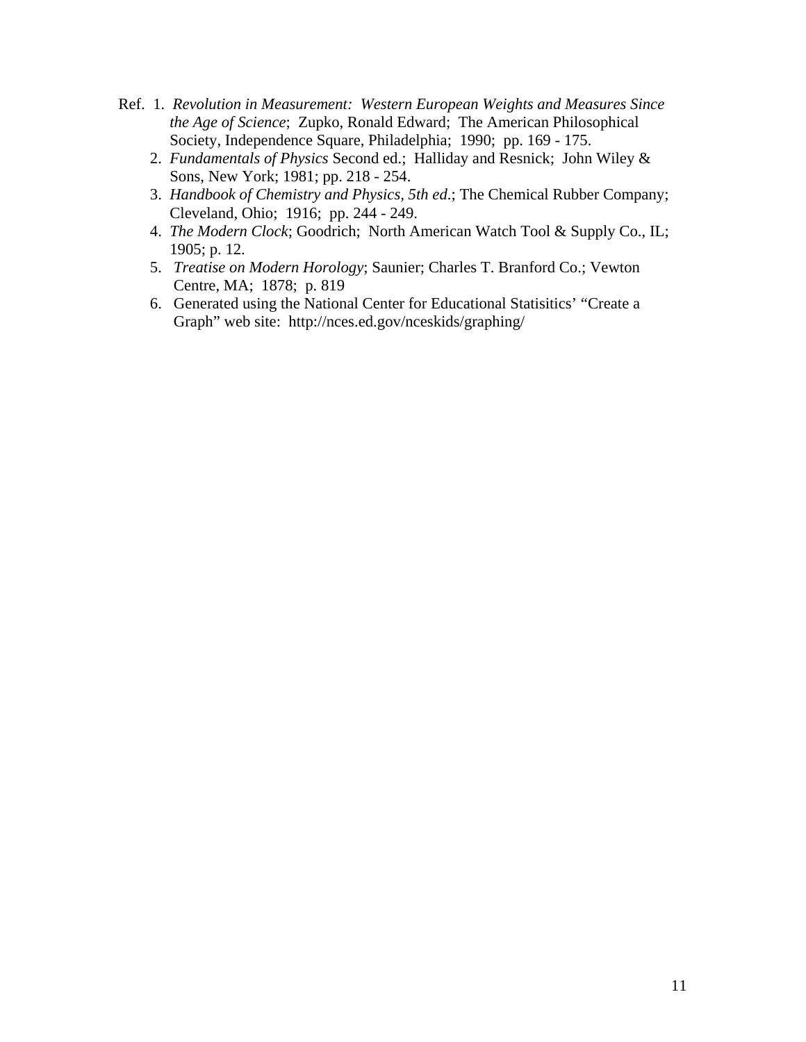Ref. 1. *Revolution in Measurement: Western European Weights and Measures Since the Age of Science*; Zupko, Ronald Edward; The American Philosophical Society, Independence Square, Philadelphia; 1990; pp. 169 - 175.

2. *Fundamentals of Physics* Second ed.; Halliday and Resnick; John Wiley & Sons, New York; 1981; pp. 218 - 254.
3. *Handbook of Chemistry and Physics, 5th ed*.; The Chemical Rubber Company; Cleveland, Ohio; 1916; pp. 244 - 249.
4. *The Modern Clock*; Goodrich; North American Watch Tool & Supply Co., IL; 1905; p. 12.
5. *Treatise on Modern Horology*; Saunier; Charles T. Branford Co.; Vewton Centre, MA; 1878; p. 819
6. Generated using the National Center for Educational Statisitics' "Create a Graph" web site: http://nces.ed.gov/nceskids/graphing/